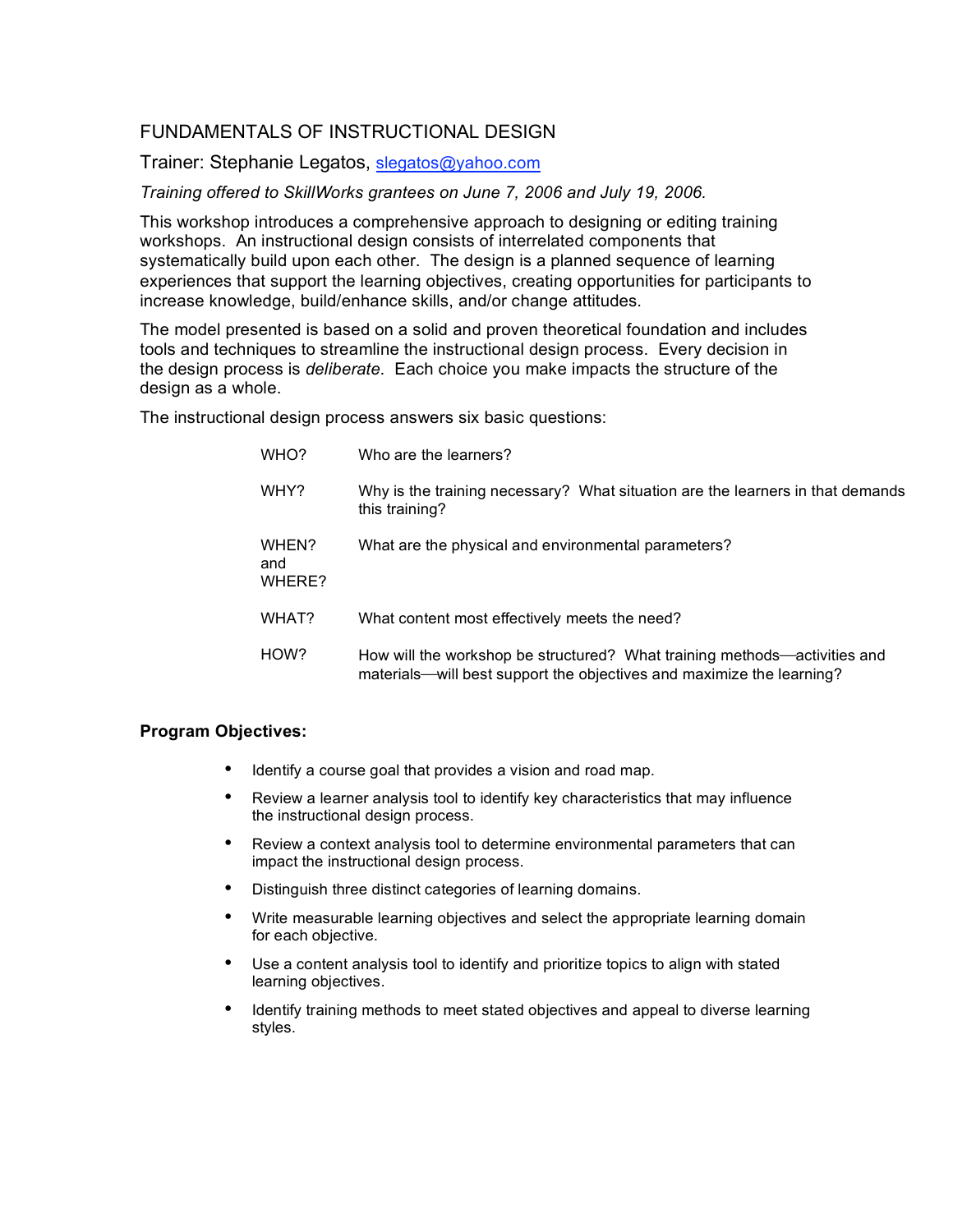# FUNDAMENTALS OF INSTRUCTIONAL DESIGN

Trainer: Stephanie Legatos, slegatos@yahoo.com

*Training offered to SkillWorks grantees on June 7, 2006 and July 19, 2006.*

This workshop introduces a comprehensive approach to designing or editing training workshops. An instructional design consists of interrelated components that systematically build upon each other. The design is a planned sequence of learning experiences that support the learning objectives, creating opportunities for participants to increase knowledge, build/enhance skills, and/or change attitudes.

The model presented is based on a solid and proven theoretical foundation and includes tools and techniques to streamline the instructional design process. Every decision in the design process is *deliberate*. Each choice you make impacts the structure of the design as a whole.

The instructional design process answers six basic questions:

| | |
|---|---|
| WHO? | Who are the learners? |
| WHY? | Why is the training necessary? What situation are the learners in that demands this training? |
| WHEN? and WHERE? | What are the physical and environmental parameters? |
| WHAT? | What content most effectively meets the need? |
| HOW? | How will the workshop be structured? What training methods—activities and materials—will best support the objectives and maximize the learning? |

**Program Objectives:**

- Identify a course goal that provides a vision and road map.
- Review a learner analysis tool to identify key characteristics that may influence the instructional design process.
- Review a context analysis tool to determine environmental parameters that can impact the instructional design process.
- Distinguish three distinct categories of learning domains.
- Write measurable learning objectives and select the appropriate learning domain for each objective.
- Use a content analysis tool to identify and prioritize topics to align with stated learning objectives.
- Identify training methods to meet stated objectives and appeal to diverse learning styles.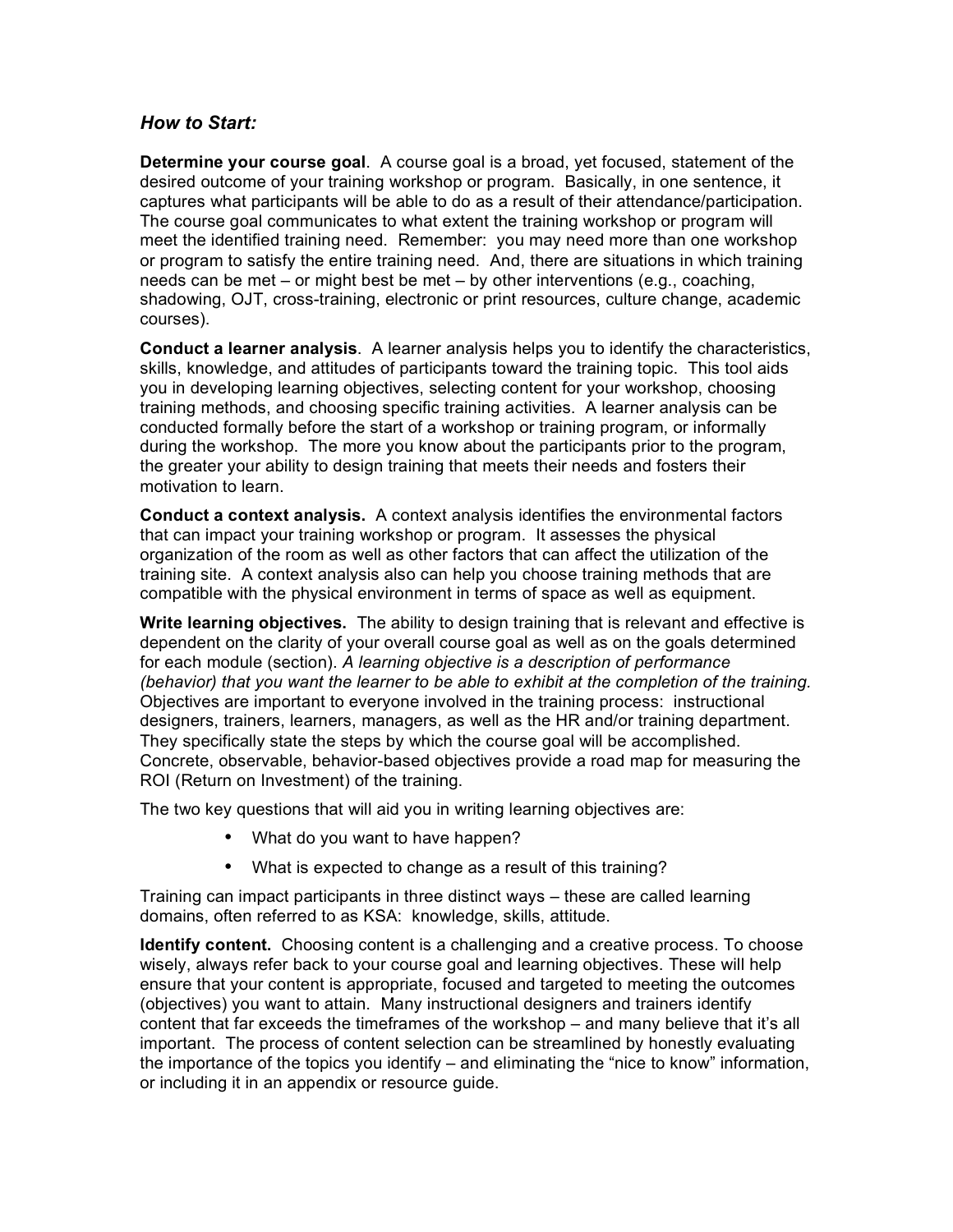### *How to Start:*

**Determine your course goal**. A course goal is a broad, yet focused, statement of the desired outcome of your training workshop or program. Basically, in one sentence, it captures what participants will be able to do as a result of their attendance/participation. The course goal communicates to what extent the training workshop or program will meet the identified training need. Remember: you may need more than one workshop or program to satisfy the entire training need. And, there are situations in which training needs can be met – or might best be met – by other interventions (e.g., coaching, shadowing, OJT, cross-training, electronic or print resources, culture change, academic courses).

**Conduct a learner analysis**. A learner analysis helps you to identify the characteristics, skills, knowledge, and attitudes of participants toward the training topic. This tool aids you in developing learning objectives, selecting content for your workshop, choosing training methods, and choosing specific training activities. A learner analysis can be conducted formally before the start of a workshop or training program, or informally during the workshop. The more you know about the participants prior to the program, the greater your ability to design training that meets their needs and fosters their motivation to learn.

**Conduct a context analysis.** A context analysis identifies the environmental factors that can impact your training workshop or program. It assesses the physical organization of the room as well as other factors that can affect the utilization of the training site. A context analysis also can help you choose training methods that are compatible with the physical environment in terms of space as well as equipment.

**Write learning objectives.** The ability to design training that is relevant and effective is dependent on the clarity of your overall course goal as well as on the goals determined for each module (section). *A learning objective is a description of performance (behavior) that you want the learner to be able to exhibit at the completion of the training.* Objectives are important to everyone involved in the training process: instructional designers, trainers, learners, managers, as well as the HR and/or training department. They specifically state the steps by which the course goal will be accomplished. Concrete, observable, behavior-based objectives provide a road map for measuring the ROI (Return on Investment) of the training.

The two key questions that will aid you in writing learning objectives are:

- What do you want to have happen?
- What is expected to change as a result of this training?

Training can impact participants in three distinct ways – these are called learning domains, often referred to as KSA: knowledge, skills, attitude.

**Identify content.** Choosing content is a challenging and a creative process. To choose wisely, always refer back to your course goal and learning objectives. These will help ensure that your content is appropriate, focused and targeted to meeting the outcomes (objectives) you want to attain. Many instructional designers and trainers identify content that far exceeds the timeframes of the workshop – and many believe that it's all important. The process of content selection can be streamlined by honestly evaluating the importance of the topics you identify – and eliminating the "nice to know" information, or including it in an appendix or resource guide.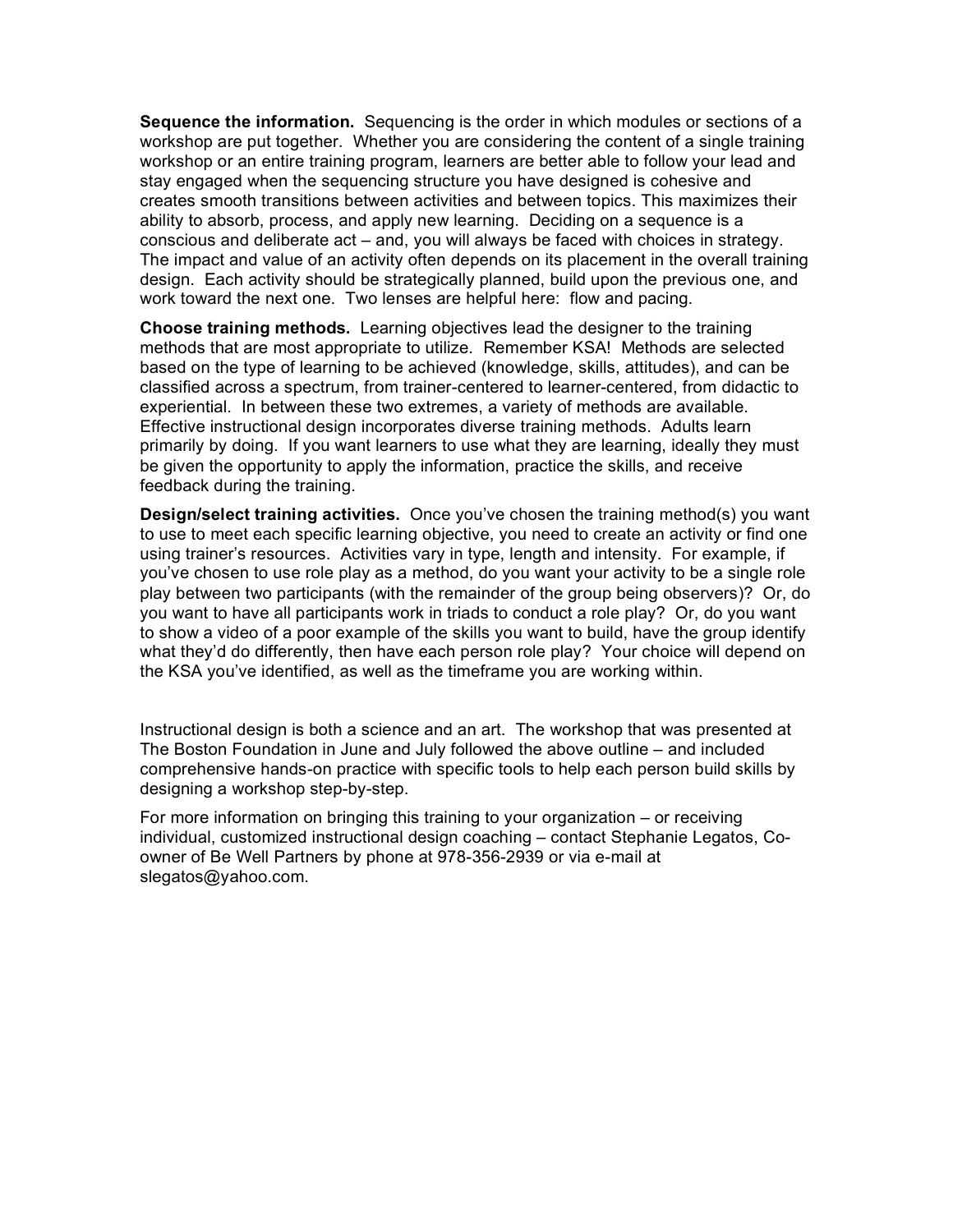**Sequence the information.** Sequencing is the order in which modules or sections of a workshop are put together. Whether you are considering the content of a single training workshop or an entire training program, learners are better able to follow your lead and stay engaged when the sequencing structure you have designed is cohesive and creates smooth transitions between activities and between topics. This maximizes their ability to absorb, process, and apply new learning. Deciding on a sequence is a conscious and deliberate act – and, you will always be faced with choices in strategy. The impact and value of an activity often depends on its placement in the overall training design. Each activity should be strategically planned, build upon the previous one, and work toward the next one. Two lenses are helpful here: flow and pacing.

**Choose training methods.** Learning objectives lead the designer to the training methods that are most appropriate to utilize. Remember KSA! Methods are selected based on the type of learning to be achieved (knowledge, skills, attitudes), and can be classified across a spectrum, from trainer-centered to learner-centered, from didactic to experiential. In between these two extremes, a variety of methods are available. Effective instructional design incorporates diverse training methods. Adults learn primarily by doing. If you want learners to use what they are learning, ideally they must be given the opportunity to apply the information, practice the skills, and receive feedback during the training.

**Design/select training activities.** Once you've chosen the training method(s) you want to use to meet each specific learning objective, you need to create an activity or find one using trainer's resources. Activities vary in type, length and intensity. For example, if you've chosen to use role play as a method, do you want your activity to be a single role play between two participants (with the remainder of the group being observers)? Or, do you want to have all participants work in triads to conduct a role play? Or, do you want to show a video of a poor example of the skills you want to build, have the group identify what they'd do differently, then have each person role play? Your choice will depend on the KSA you've identified, as well as the timeframe you are working within.

Instructional design is both a science and an art. The workshop that was presented at The Boston Foundation in June and July followed the above outline – and included comprehensive hands-on practice with specific tools to help each person build skills by designing a workshop step-by-step.

For more information on bringing this training to your organization – or receiving individual, customized instructional design coaching – contact Stephanie Legatos, Co-owner of Be Well Partners by phone at 978-356-2939 or via e-mail at slegatos@yahoo.com.